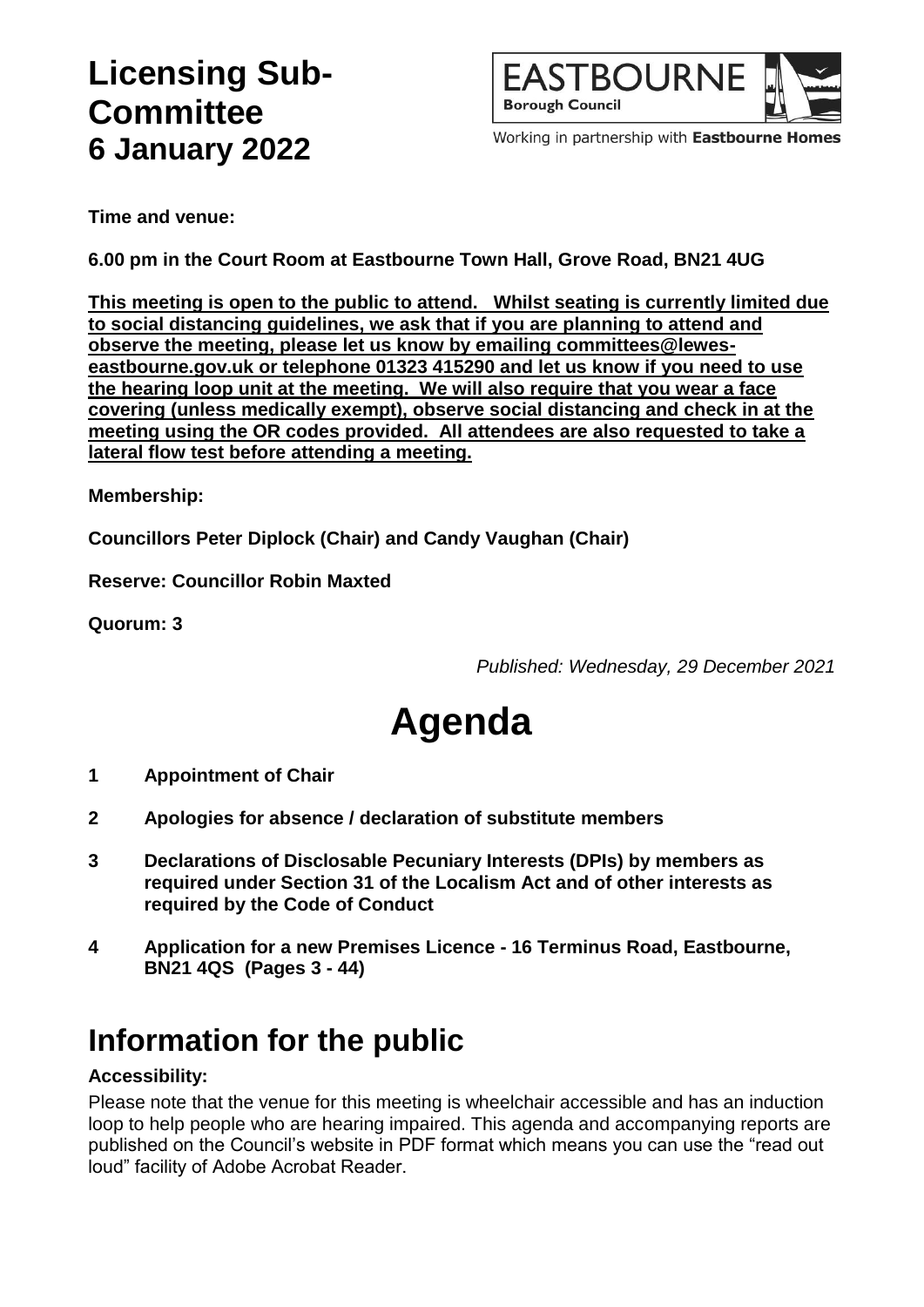# Licensing Sub-Committee 6 January 2022

EASTBOURNE Borough Council

Working in partnership with **Eastbourne Homes**

**Time and venue:**

**6.00 pm in the Court Room at Eastbourne Town Hall, Grove Road, BN21 4UG**

**This meeting is open to the public to attend. Whilst seating is currently limited due to social distancing guidelines, we ask that if you are planning to attend and observe the meeting, please let us know by emailing committees@lewes-eastbourne.gov.uk or telephone 01323 415290 and let us know if you need to use the hearing loop unit at the meeting. We will also require that you wear a face covering (unless medically exempt), observe social distancing and check in at the meeting using the OR codes provided. All attendees are also requested to take a lateral flow test before attending a meeting.**

**Membership:**

**Councillors Peter Diplock (Chair) and Candy Vaughan (Chair)**

**Reserve: Councillor Robin Maxted**

**Quorum: 3**

*Published: Wednesday, 29 December 2021*

# Agenda

1. **Appointment of Chair**
2. **Apologies for absence / declaration of substitute members**
3. **Declarations of Disclosable Pecuniary Interests (DPIs) by members as required under Section 31 of the Localism Act and of other interests as required by the Code of Conduct**
4. **Application for a new Premises Licence - 16 Terminus Road, Eastbourne, BN21 4QS (Pages 3 - 44)**

## Information for the public

**Accessibility:**

Please note that the venue for this meeting is wheelchair accessible and has an induction loop to help people who are hearing impaired. This agenda and accompanying reports are published on the Council's website in PDF format which means you can use the "read out loud" facility of Adobe Acrobat Reader.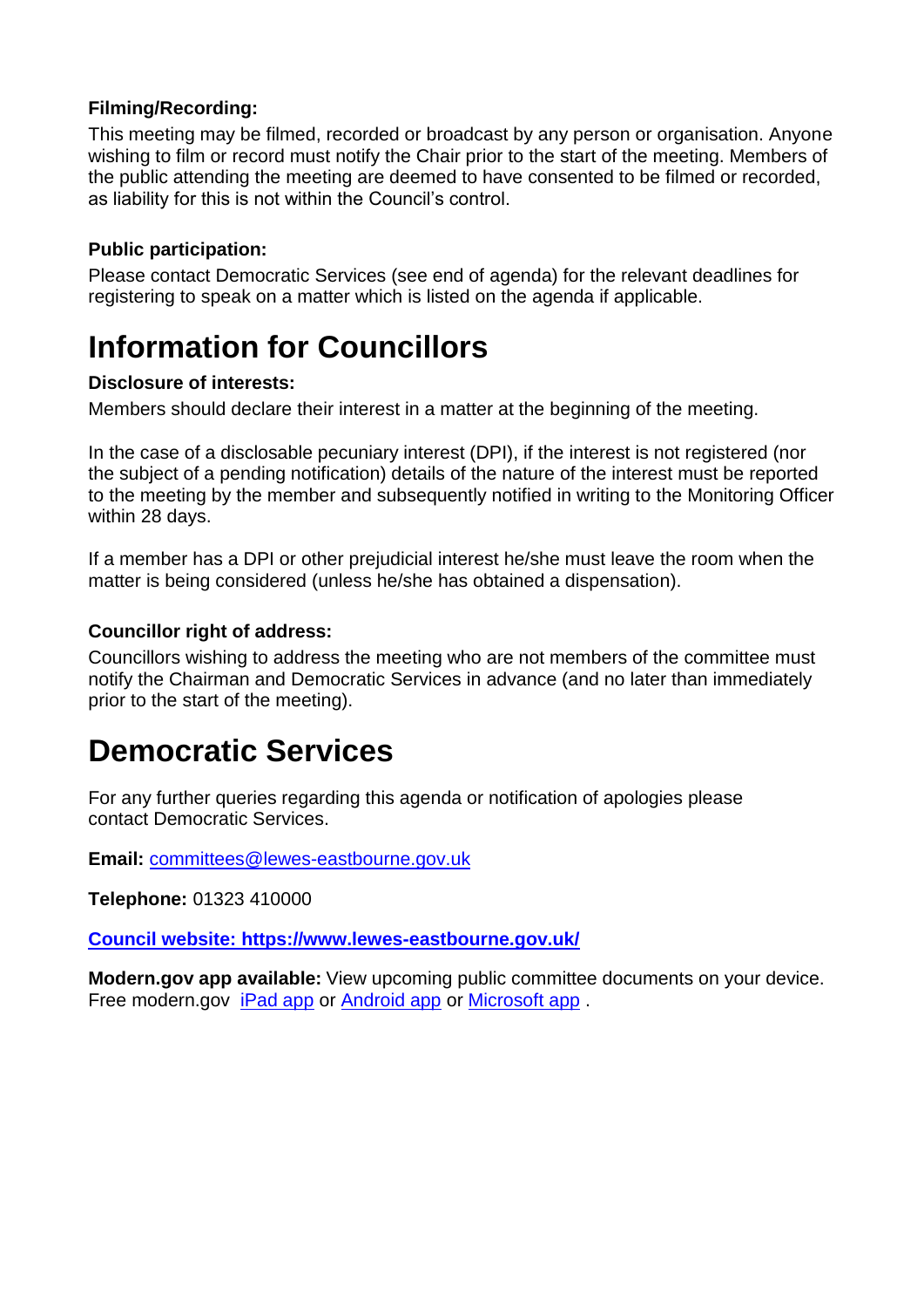**Filming/Recording:**

This meeting may be filmed, recorded or broadcast by any person or organisation. Anyone wishing to film or record must notify the Chair prior to the start of the meeting. Members of the public attending the meeting are deemed to have consented to be filmed or recorded, as liability for this is not within the Council's control.

**Public participation:**

Please contact Democratic Services (see end of agenda) for the relevant deadlines for registering to speak on a matter which is listed on the agenda if applicable.

# Information for Councillors

**Disclosure of interests:**

Members should declare their interest in a matter at the beginning of the meeting.

In the case of a disclosable pecuniary interest (DPI), if the interest is not registered (nor the subject of a pending notification) details of the nature of the interest must be reported to the meeting by the member and subsequently notified in writing to the Monitoring Officer within 28 days.

If a member has a DPI or other prejudicial interest he/she must leave the room when the matter is being considered (unless he/she has obtained a dispensation).

**Councillor right of address:**

Councillors wishing to address the meeting who are not members of the committee must notify the Chairman and Democratic Services in advance (and no later than immediately prior to the start of the meeting).

# Democratic Services

For any further queries regarding this agenda or notification of apologies please contact Democratic Services.

**Email:** committees@lewes-eastbourne.gov.uk

**Telephone:** 01323 410000

**Council website: https://www.lewes-eastbourne.gov.uk/**

**Modern.gov app available:** View upcoming public committee documents on your device. Free modern.gov iPad app or Android app or Microsoft app .